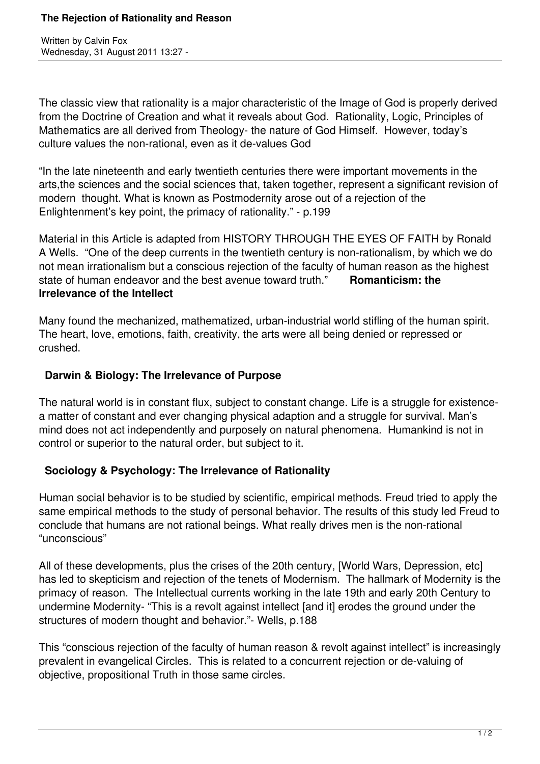# The Rejection of Rationality and Reason

Written by Calvin Fox
Wednesday, 31 August 2011 13:27 -

The classic view that rationality is a major characteristic of the Image of God is properly derived from the Doctrine of Creation and what it reveals about God. Rationality, Logic, Principles of Mathematics are all derived from Theology- the nature of God Himself. However, today's culture values the non-rational, even as it de-values God

"In the late nineteenth and early twentieth centuries there were important movements in the arts,the sciences and the social sciences that, taken together, represent a significant revision of modern thought. What is known as Postmodernity arose out of a rejection of the Enlightenment's key point, the primacy of rationality." - p.199

Material in this Article is adapted from HISTORY THROUGH THE EYES OF FAITH by Ronald A Wells. "One of the deep currents in the twentieth century is non-rationalism, by which we do not mean irrationalism but a conscious rejection of the faculty of human reason as the highest state of human endeavor and the best avenue toward truth." **Romanticism: the Irrelevance of the Intellect**

Many found the mechanized, mathematized, urban-industrial world stifling of the human spirit. The heart, love, emotions, faith, creativity, the arts were all being denied or repressed or crushed.

## Darwin & Biology: The Irrelevance of Purpose

The natural world is in constant flux, subject to constant change. Life is a struggle for existence- a matter of constant and ever changing physical adaption and a struggle for survival. Man's mind does not act independently and purposely on natural phenomena. Humankind is not in control or superior to the natural order, but subject to it.

## Sociology & Psychology: The Irrelevance of Rationality

Human social behavior is to be studied by scientific, empirical methods. Freud tried to apply the same empirical methods to the study of personal behavior. The results of this study led Freud to conclude that humans are not rational beings. What really drives men is the non-rational "unconscious"

All of these developments, plus the crises of the 20th century, [World Wars, Depression, etc] has led to skepticism and rejection of the tenets of Modernism. The hallmark of Modernity is the primacy of reason. The Intellectual currents working in the late 19th and early 20th Century to undermine Modernity- "This is a revolt against intellect [and it] erodes the ground under the structures of modern thought and behavior."- Wells, p.188

This "conscious rejection of the faculty of human reason & revolt against intellect" is increasingly prevalent in evangelical Circles. This is related to a concurrent rejection or de-valuing of objective, propositional Truth in those same circles.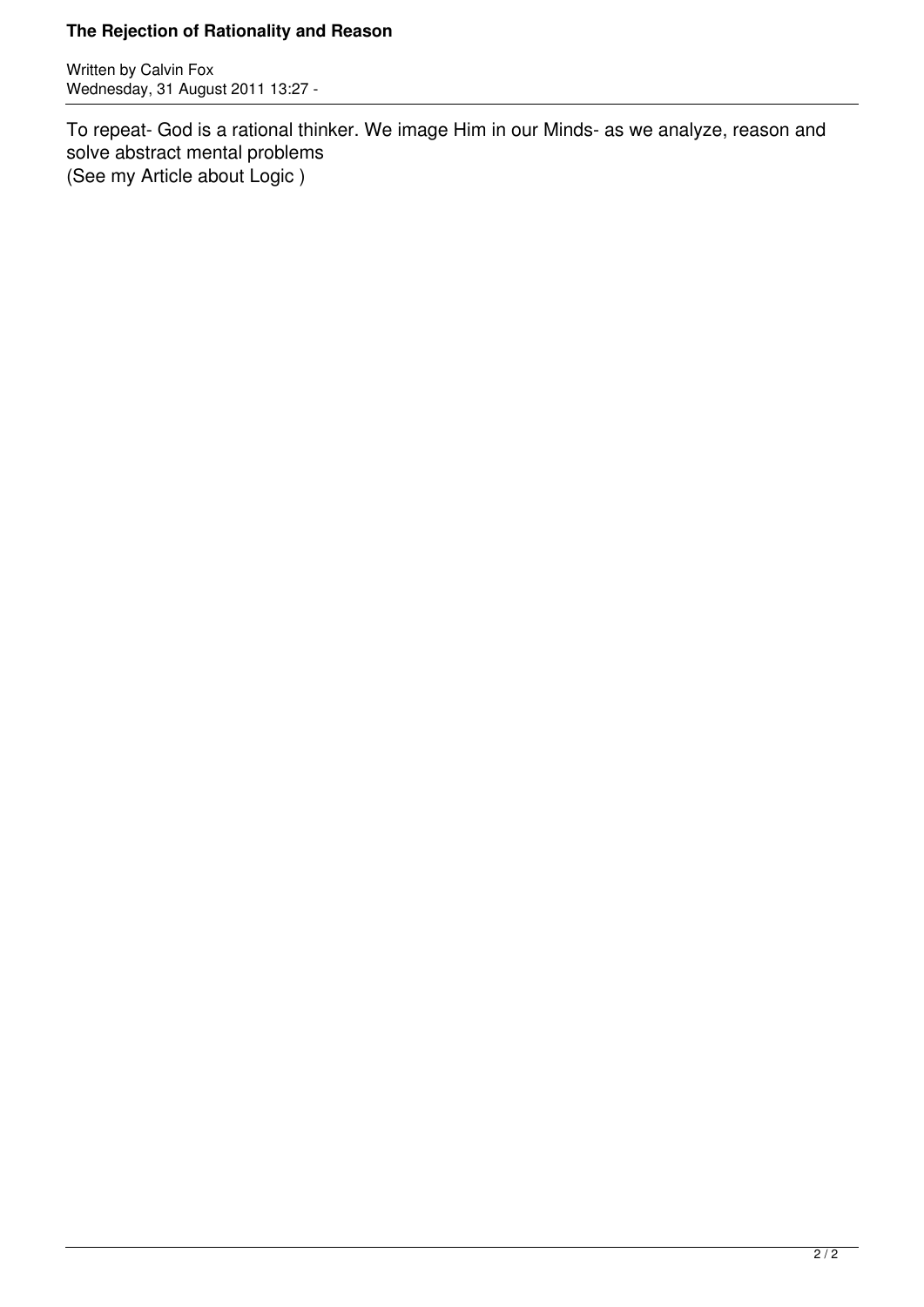To repeat- God is a rational thinker. We image Him in our Minds- as we analyze, reason and solve abstract mental problems
(See my Article about Logic )